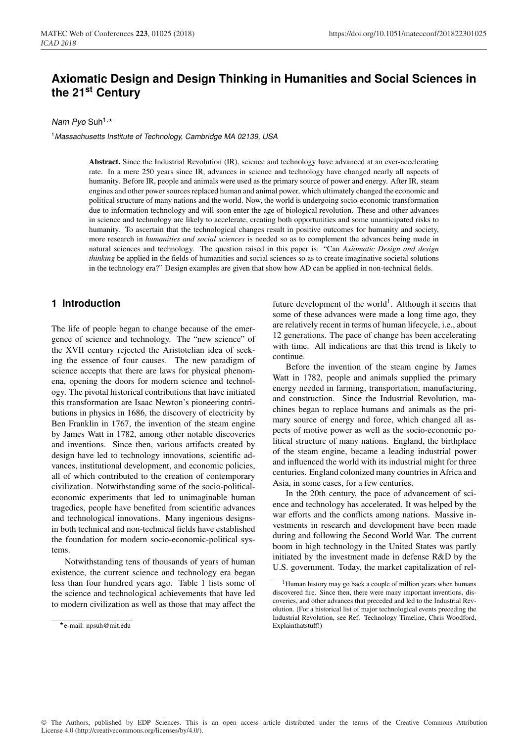# Axiomatic Design and Design Thinking in Humanities and Social Sciences in the 21st Century

*Nam Pyo* Suh[1,⋆]

[1]*Massachusetts Institute of Technology, Cambridge MA 02139, USA*

**Abstract.** Since the Industrial Revolution (IR), science and technology have advanced at an ever-accelerating rate. In a mere 250 years since IR, advances in science and technology have changed nearly all aspects of humanity. Before IR, people and animals were used as the primary source of power and energy. After IR, steam engines and other power sources replaced human and animal power, which ultimately changed the economic and political structure of many nations and the world. Now, the world is undergoing socio-economic transformation due to information technology and will soon enter the age of biological revolution. These and other advances in science and technology are likely to accelerate, creating both opportunities and some unanticipated risks to humanity. To ascertain that the technological changes result in positive outcomes for humanity and society, more research in *humanities and social sciences* is needed so as to complement the advances being made in natural sciences and technology. The question raised in this paper is: "Can *Axiomatic Design and design thinking* be applied in the fields of humanities and social sciences so as to create imaginative societal solutions in the technology era?" Design examples are given that show how AD can be applied in non-technical fields.

## 1 Introduction

The life of people began to change because of the emergence of science and technology. The "new science" of the XVII century rejected the Aristotelian idea of seeking the essence of four causes. The new paradigm of science accepts that there are laws for physical phenomena, opening the doors for modern science and technology. The pivotal historical contributions that have initiated this transformation are Isaac Newton's pioneering contributions in physics in 1686, the discovery of electricity by Ben Franklin in 1767, the invention of the steam engine by James Watt in 1782, among other notable discoveries and inventions. Since then, various artifacts created by design have led to technology innovations, scientific advances, institutional development, and economic policies, all of which contributed to the creation of contemporary civilization. Notwithstanding some of the socio-political-economic experiments that led to unimaginable human tragedies, people have benefited from scientific advances and technological innovations. Many ingenious designs-in both technical and non-technical fields have established the foundation for modern socio-economic-political systems.

Notwithstanding tens of thousands of years of human existence, the current science and technology era began less than four hundred years ago. Table 1 lists some of the science and technological achievements that have led to modern civilization as well as those that may affect the future development of the world[1]. Although it seems that some of these advances were made a long time ago, they are relatively recent in terms of human lifecycle, i.e., about 12 generations. The pace of change has been accelerating with time. All indications are that this trend is likely to continue.

Before the invention of the steam engine by James Watt in 1782, people and animals supplied the primary energy needed in farming, transportation, manufacturing, and construction. Since the Industrial Revolution, machines began to replace humans and animals as the primary source of energy and force, which changed all aspects of motive power as well as the socio-economic political structure of many nations. England, the birthplace of the steam engine, became a leading industrial power and influenced the world with its industrial might for three centuries. England colonized many countries in Africa and Asia, in some cases, for a few centuries.

In the 20th century, the pace of advancement of science and technology has accelerated. It was helped by the war efforts and the conflicts among nations. Massive investments in research and development have been made during and following the Second World War. The current boom in high technology in the United States was partly initiated by the investment made in defense R&D by the U.S. government. Today, the market capitalization of rel-

---

⋆e-mail: npsuh@mit.edu

[1]Human history may go back a couple of million years when humans discovered fire. Since then, there were many important inventions, discoveries, and other advances that preceded and led to the Industrial Revolution. (For a historical list of major technological events preceding the Industrial Revolution, see Ref. Technology Timeline, Chris Woodford, Explainthatstuff!)

© The Authors, published by EDP Sciences. This is an open access article distributed under the terms of the Creative Commons Attribution License 4.0 (http://creativecommons.org/licenses/by/4.0/).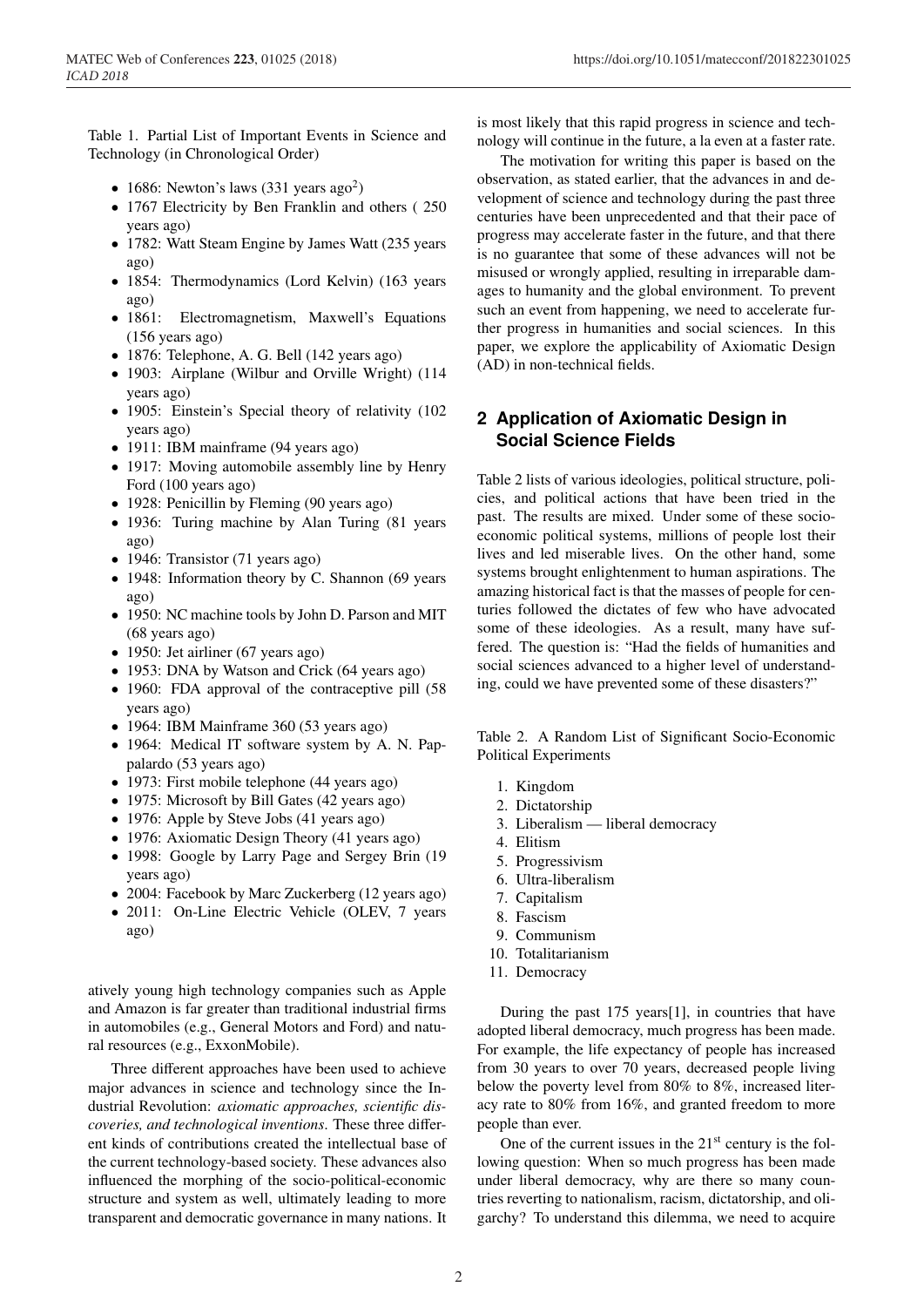Table 1. Partial List of Important Events in Science and Technology (in Chronological Order)

- 1686: Newton's laws (331 years ago[2])
- 1767 Electricity by Ben Franklin and others ( 250 years ago)
- 1782: Watt Steam Engine by James Watt (235 years ago)
- 1854: Thermodynamics (Lord Kelvin) (163 years ago)
- 1861: Electromagnetism, Maxwell's Equations (156 years ago)
- 1876: Telephone, A. G. Bell (142 years ago)
- 1903: Airplane (Wilbur and Orville Wright) (114 years ago)
- 1905: Einstein's Special theory of relativity (102 years ago)
- 1911: IBM mainframe (94 years ago)
- 1917: Moving automobile assembly line by Henry Ford (100 years ago)
- 1928: Penicillin by Fleming (90 years ago)
- 1936: Turing machine by Alan Turing (81 years ago)
- 1946: Transistor (71 years ago)
- 1948: Information theory by C. Shannon (69 years ago)
- 1950: NC machine tools by John D. Parson and MIT (68 years ago)
- 1950: Jet airliner (67 years ago)
- 1953: DNA by Watson and Crick (64 years ago)
- 1960: FDA approval of the contraceptive pill (58 years ago)
- 1964: IBM Mainframe 360 (53 years ago)
- 1964: Medical IT software system by A. N. Pappalardo (53 years ago)
- 1973: First mobile telephone (44 years ago)
- 1975: Microsoft by Bill Gates (42 years ago)
- 1976: Apple by Steve Jobs (41 years ago)
- 1976: Axiomatic Design Theory (41 years ago)
- 1998: Google by Larry Page and Sergey Brin (19 years ago)
- 2004: Facebook by Marc Zuckerberg (12 years ago)
- 2011: On-Line Electric Vehicle (OLEV, 7 years ago)

atively young high technology companies such as Apple and Amazon is far greater than traditional industrial firms in automobiles (e.g., General Motors and Ford) and natural resources (e.g., ExxonMobile).

Three different approaches have been used to achieve major advances in science and technology since the Industrial Revolution: *axiomatic approaches, scientific discoveries, and technological inventions*. These three different kinds of contributions created the intellectual base of the current technology-based society. These advances also influenced the morphing of the socio-political-economic structure and system as well, ultimately leading to more transparent and democratic governance in many nations. It is most likely that this rapid progress in science and technology will continue in the future, a la even at a faster rate.

The motivation for writing this paper is based on the observation, as stated earlier, that the advances in and development of science and technology during the past three centuries have been unprecedented and that their pace of progress may accelerate faster in the future, and that there is no guarantee that some of these advances will not be misused or wrongly applied, resulting in irreparable damages to humanity and the global environment. To prevent such an event from happening, we need to accelerate further progress in humanities and social sciences. In this paper, we explore the applicability of Axiomatic Design (AD) in non-technical fields.

## 2 Application of Axiomatic Design in Social Science Fields

Table 2 lists of various ideologies, political structure, policies, and political actions that have been tried in the past. The results are mixed. Under some of these socio-economic political systems, millions of people lost their lives and led miserable lives. On the other hand, some systems brought enlightenment to human aspirations. The amazing historical fact is that the masses of people for centuries followed the dictates of few who have advocated some of these ideologies. As a result, many have suffered. The question is: "Had the fields of humanities and social sciences advanced to a higher level of understanding, could we have prevented some of these disasters?"

Table 2. A Random List of Significant Socio-Economic Political Experiments

1. Kingdom
2. Dictatorship
3. Liberalism — liberal democracy
4. Elitism
5. Progressivism
6. Ultra-liberalism
7. Capitalism
8. Fascism
9. Communism
10. Totalitarianism
11. Democracy

During the past 175 years[1], in countries that have adopted liberal democracy, much progress has been made. For example, the life expectancy of people has increased from 30 years to over 70 years, decreased people living below the poverty level from 80% to 8%, increased literacy rate to 80% from 16%, and granted freedom to more people than ever.

One of the current issues in the 21st century is the following question: When so much progress has been made under liberal democracy, why are there so many countries reverting to nationalism, racism, dictatorship, and oligarchy? To understand this dilemma, we need to acquire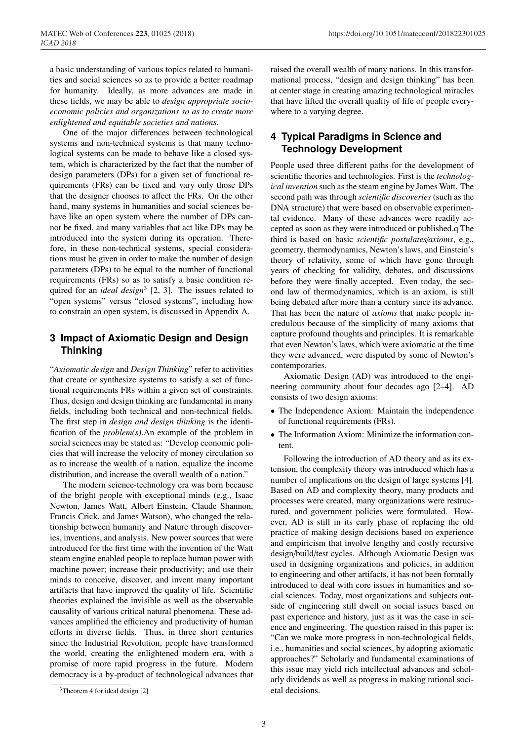a basic understanding of various topics related to humanities and social sciences so as to provide a better roadmap for humanity. Ideally, as more advances are made in these fields, we may be able to *design appropriate socio-economic policies and organizations so as to create more enlightened and equitable societies and nations.*

One of the major differences between technological systems and non-technical systems is that many technological systems can be made to behave like a closed system, which is characterized by the fact that the number of design parameters (DPs) for a given set of functional requirements (FRs) can be fixed and vary only those DPs that the designer chooses to affect the FRs. On the other hand, many systems in humanities and social sciences behave like an open system where the number of DPs cannot be fixed, and many variables that act like DPs may be introduced into the system during its operation. Therefore, in these non-technical systems, special considerations must be given in order to make the number of design parameters (DPs) to be equal to the number of functional requirements (FRs) so as to satisfy a basic condition required for an *ideal design*[3] [2, 3]. The issues related to "open systems" versus "closed systems", including how to constrain an open system, is discussed in Appendix A.

## 3 Impact of Axiomatic Design and Design Thinking

"*Axiomatic design* and *Design Thinking*" refer to activities that create or synthesize systems to satisfy a set of functional requirements FRs within a given set of constraints. Thus, design and design thinking are fundamental in many fields, including both technical and non-technical fields. The first step in *design and design thinking* is the identification of the *problem(s)*.An example of the problem in social sciences may be stated as: "Develop economic policies that will increase the velocity of money circulation so as to increase the wealth of a nation, equalize the income distribution, and increase the overall wealth of a nation."

The modern science-technology era was born because of the bright people with exceptional minds (e.g., Isaac Newton, James Watt, Albert Einstein, Claude Shannon, Francis Crick, and James Watson), who changed the relationship between humanity and Nature through discoveries, inventions, and analysis. New power sources that were introduced for the first time with the invention of the Watt steam engine enabled people to replace human power with machine power; increase their productivity; and use their minds to conceive, discover, and invent many important artifacts that have improved the quality of life. Scientific theories explained the invisible as well as the observable causality of various critical natural phenomena. These advances amplified the efficiency and productivity of human efforts in diverse fields. Thus, in three short centuries since the Industrial Revolution, people have transformed the world, creating the enlightened modern era, with a promise of more rapid progress in the future. Modern democracy is a by-product of technological advances that raised the overall wealth of many nations. In this transformational process, "design and design thinking" has been at center stage in creating amazing technological miracles that have lifted the overall quality of life of people everywhere to a varying degree.

## 4 Typical Paradigms in Science and Technology Development

People used three different paths for the development of scientific theories and technologies. First is the *technological invention* such as the steam engine by James Watt. The second path was through *scientific discoveries* (such as the DNA structure) that were based on observable experimental evidence. Many of these advances were readily accepted as soon as they were introduced or published.q The third is based on basic *scientific postulates/axioms*, e.g., geometry, thermodynamics, Newton's laws, and Einstein's theory of relativity, some of which have gone through years of checking for validity, debates, and discussions before they were finally accepted. Even today, the second law of thermodynamics, which is an axiom, is still being debated after more than a century since its advance. That has been the nature of *axioms* that make people incredulous because of the simplicity of many axioms that capture profound thoughts and principles. It is remarkable that even Newton's laws, which were axiomatic at the time they were advanced, were disputed by some of Newton's contemporaries.

Axiomatic Design (AD) was introduced to the engineering community about four decades ago [2–4]. AD consists of two design axioms:

- The Independence Axiom: Maintain the independence of functional requirements (FRs).
- The Information Axiom: Minimize the information content.

Following the introduction of AD theory and as its extension, the complexity theory was introduced which has a number of implications on the design of large systems [4]. Based on AD and complexity theory, many products and processes were created, many organizations were restructured, and government policies were formulated. However, AD is still in its early phase of replacing the old practice of making design decisions based on experience and empiricism that involve lengthy and costly recursive design/build/test cycles. Although Axiomatic Design was used in designing organizations and policies, in addition to engineering and other artifacts, it has not been formally introduced to deal with core issues in humanities and social sciences. Today, most organizations and subjects outside of engineering still dwell on social issues based on past experience and history, just as it was the case in science and engineering. The question raised in this paper is: "Can we make more progress in non-technological fields, i.e., humanities and social sciences, by adopting axiomatic approaches?" Scholarly and fundamental examinations of this issue may yield rich intellectual advances and scholarly dividends as well as progress in making rational societal decisions.

[3] Theorem 4 for ideal design [2]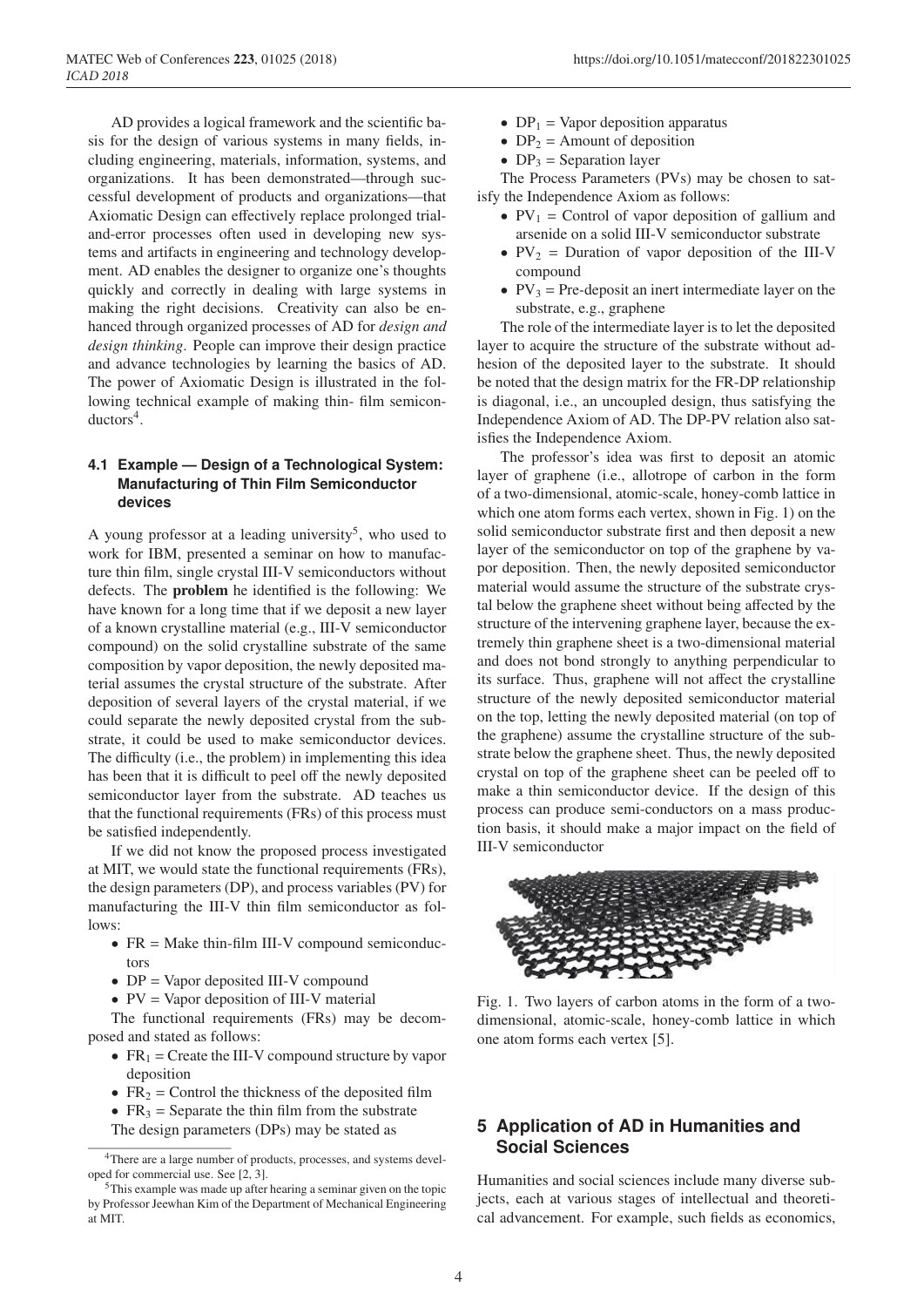AD provides a logical framework and the scientific basis for the design of various systems in many fields, including engineering, materials, information, systems, and organizations. It has been demonstrated—through successful development of products and organizations—that Axiomatic Design can effectively replace prolonged trial-and-error processes often used in developing new systems and artifacts in engineering and technology development. AD enables the designer to organize one's thoughts quickly and correctly in dealing with large systems in making the right decisions. Creativity can also be enhanced through organized processes of AD for *design and design thinking*. People can improve their design practice and advance technologies by learning the basics of AD. The power of Axiomatic Design is illustrated in the following technical example of making thin- film semiconductors[4].

### 4.1 Example — Design of a Technological System: Manufacturing of Thin Film Semiconductor devices

A young professor at a leading university[5], who used to work for IBM, presented a seminar on how to manufacture thin film, single crystal III-V semiconductors without defects. The **problem** he identified is the following: We have known for a long time that if we deposit a new layer of a known crystalline material (e.g., III-V semiconductor compound) on the solid crystalline substrate of the same composition by vapor deposition, the newly deposited material assumes the crystal structure of the substrate. After deposition of several layers of the crystal material, if we could separate the newly deposited crystal from the substrate, it could be used to make semiconductor devices. The difficulty (i.e., the problem) in implementing this idea has been that it is difficult to peel off the newly deposited semiconductor layer from the substrate. AD teaches us that the functional requirements (FRs) of this process must be satisfied independently.

If we did not know the proposed process investigated at MIT, we would state the functional requirements (FRs), the design parameters (DP), and process variables (PV) for manufacturing the III-V thin film semiconductor as follows:

- FR = Make thin-film III-V compound semiconductors
- DP = Vapor deposited III-V compound
- PV = Vapor deposition of III-V material

The functional requirements (FRs) may be decomposed and stated as follows:

- $FR_1$ = Create the III-V compound structure by vapor deposition
- $FR_2$ = Control the thickness of the deposited film
- $FR_3$ = Separate the thin film from the substrate

The design parameters (DPs) may be stated as

- $DP_1$ = Vapor deposition apparatus
- $DP_2$ = Amount of deposition
- $DP_3$ = Separation layer

The Process Parameters (PVs) may be chosen to satisfy the Independence Axiom as follows:

- $PV_1$ = Control of vapor deposition of gallium and arsenide on a solid III-V semiconductor substrate
- $PV_2$ = Duration of vapor deposition of the III-V compound
- $PV_3$ = Pre-deposit an inert intermediate layer on the substrate, e.g., graphene

The role of the intermediate layer is to let the deposited layer to acquire the structure of the substrate without adhesion of the deposited layer to the substrate. It should be noted that the design matrix for the FR-DP relationship is diagonal, i.e., an uncoupled design, thus satisfying the Independence Axiom of AD. The DP-PV relation also satisfies the Independence Axiom.

The professor's idea was first to deposit an atomic layer of graphene (i.e., allotrope of carbon in the form of a two-dimensional, atomic-scale, honey-comb lattice in which one atom forms each vertex, shown in Fig. 1) on the solid semiconductor substrate first and then deposit a new layer of the semiconductor on top of the graphene by vapor deposition. Then, the newly deposited semiconductor material would assume the structure of the substrate crystal below the graphene sheet without being affected by the structure of the intervening graphene layer, because the extremely thin graphene sheet is a two-dimensional material and does not bond strongly to anything perpendicular to its surface. Thus, graphene will not affect the crystalline structure of the newly deposited semiconductor material on the top, letting the newly deposited material (on top of the graphene) assume the crystalline structure of the substrate below the graphene sheet. Thus, the newly deposited crystal on top of the graphene sheet can be peeled off to make a thin semiconductor device. If the design of this process can produce semi-conductors on a mass production basis, it should make a major impact on the field of III-V semiconductor

Fig. 1. Two layers of carbon atoms in the form of a two-dimensional, atomic-scale, honey-comb lattice in which one atom forms each vertex [5].

## 5 Application of AD in Humanities and Social Sciences

Humanities and social sciences include many diverse subjects, each at various stages of intellectual and theoretical advancement. For example, such fields as economics,

---

[4] There are a large number of products, processes, and systems developed for commercial use. See [2, 3].

[5] This example was made up after hearing a seminar given on the topic by Professor Jeewhan Kim of the Department of Mechanical Engineering at MIT.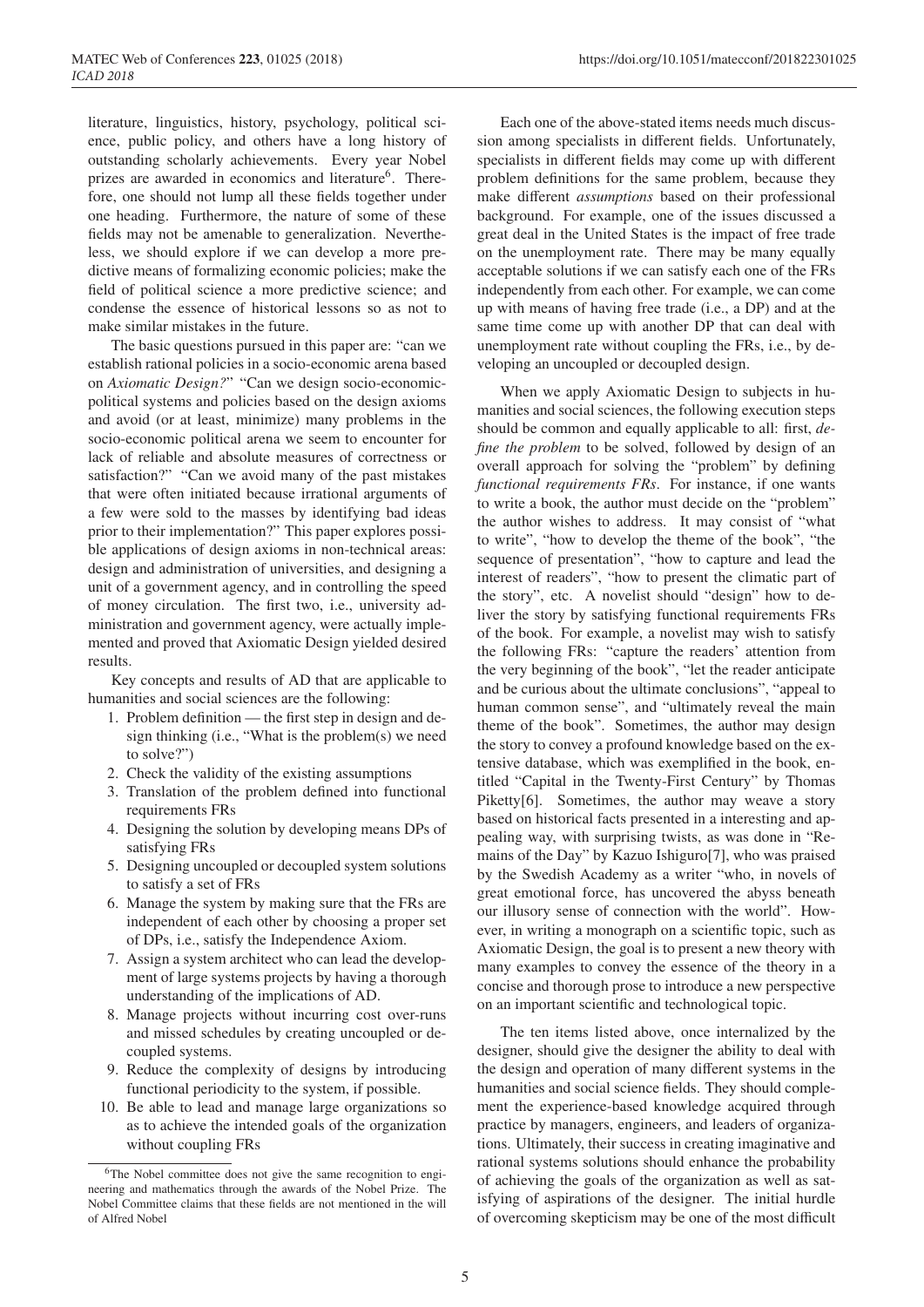literature, linguistics, history, psychology, political science, public policy, and others have a long history of outstanding scholarly achievements. Every year Nobel prizes are awarded in economics and literature[6]. Therefore, one should not lump all these fields together under one heading. Furthermore, the nature of some of these fields may not be amenable to generalization. Nevertheless, we should explore if we can develop a more predictive means of formalizing economic policies; make the field of political science a more predictive science; and condense the essence of historical lessons so as not to make similar mistakes in the future.

The basic questions pursued in this paper are: "can we establish rational policies in a socio-economic arena based on *Axiomatic Design?*" "Can we design socio-economic-political systems and policies based on the design axioms and avoid (or at least, minimize) many problems in the socio-economic political arena we seem to encounter for lack of reliable and absolute measures of correctness or satisfaction?" "Can we avoid many of the past mistakes that were often initiated because irrational arguments of a few were sold to the masses by identifying bad ideas prior to their implementation?" This paper explores possible applications of design axioms in non-technical areas: design and administration of universities, and designing a unit of a government agency, and in controlling the speed of money circulation. The first two, i.e., university administration and government agency, were actually implemented and proved that Axiomatic Design yielded desired results.

Key concepts and results of AD that are applicable to humanities and social sciences are the following:

1. Problem definition — the first step in design and design thinking (i.e., "What is the problem(s) we need to solve?")
2. Check the validity of the existing assumptions
3. Translation of the problem defined into functional requirements FRs
4. Designing the solution by developing means DPs of satisfying FRs
5. Designing uncoupled or decoupled system solutions to satisfy a set of FRs
6. Manage the system by making sure that the FRs are independent of each other by choosing a proper set of DPs, i.e., satisfy the Independence Axiom.
7. Assign a system architect who can lead the development of large systems projects by having a thorough understanding of the implications of AD.
8. Manage projects without incurring cost over-runs and missed schedules by creating uncoupled or decoupled systems.
9. Reduce the complexity of designs by introducing functional periodicity to the system, if possible.
10. Be able to lead and manage large organizations so as to achieve the intended goals of the organization without coupling FRs

[6]The Nobel committee does not give the same recognition to engineering and mathematics through the awards of the Nobel Prize. The Nobel Committee claims that these fields are not mentioned in the will of Alfred Nobel

Each one of the above-stated items needs much discussion among specialists in different fields. Unfortunately, specialists in different fields may come up with different problem definitions for the same problem, because they make different *assumptions* based on their professional background. For example, one of the issues discussed a great deal in the United States is the impact of free trade on the unemployment rate. There may be many equally acceptable solutions if we can satisfy each one of the FRs independently from each other. For example, we can come up with means of having free trade (i.e., a DP) and at the same time come up with another DP that can deal with unemployment rate without coupling the FRs, i.e., by developing an uncoupled or decoupled design.

When we apply Axiomatic Design to subjects in humanities and social sciences, the following execution steps should be common and equally applicable to all: first, *define the problem* to be solved, followed by design of an overall approach for solving the "problem" by defining *functional requirements FRs*. For instance, if one wants to write a book, the author must decide on the "problem" the author wishes to address. It may consist of "what to write", "how to develop the theme of the book", "the sequence of presentation", "how to capture and lead the interest of readers", "how to present the climatic part of the story", etc. A novelist should "design" how to deliver the story by satisfying functional requirements FRs of the book. For example, a novelist may wish to satisfy the following FRs: "capture the readers' attention from the very beginning of the book", "let the reader anticipate and be curious about the ultimate conclusions", "appeal to human common sense", and "ultimately reveal the main theme of the book". Sometimes, the author may design the story to convey a profound knowledge based on the extensive database, which was exemplified in the book, entitled "Capital in the Twenty-First Century" by Thomas Piketty[6]. Sometimes, the author may weave a story based on historical facts presented in a interesting and appealing way, with surprising twists, as was done in "Remains of the Day" by Kazuo Ishiguro[7], who was praised by the Swedish Academy as a writer "who, in novels of great emotional force, has uncovered the abyss beneath our illusory sense of connection with the world". However, in writing a monograph on a scientific topic, such as Axiomatic Design, the goal is to present a new theory with many examples to convey the essence of the theory in a concise and thorough prose to introduce a new perspective on an important scientific and technological topic.

The ten items listed above, once internalized by the designer, should give the designer the ability to deal with the design and operation of many different systems in the humanities and social science fields. They should complement the experience-based knowledge acquired through practice by managers, engineers, and leaders of organizations. Ultimately, their success in creating imaginative and rational systems solutions should enhance the probability of achieving the goals of the organization as well as satisfying of aspirations of the designer. The initial hurdle of overcoming skepticism may be one of the most difficult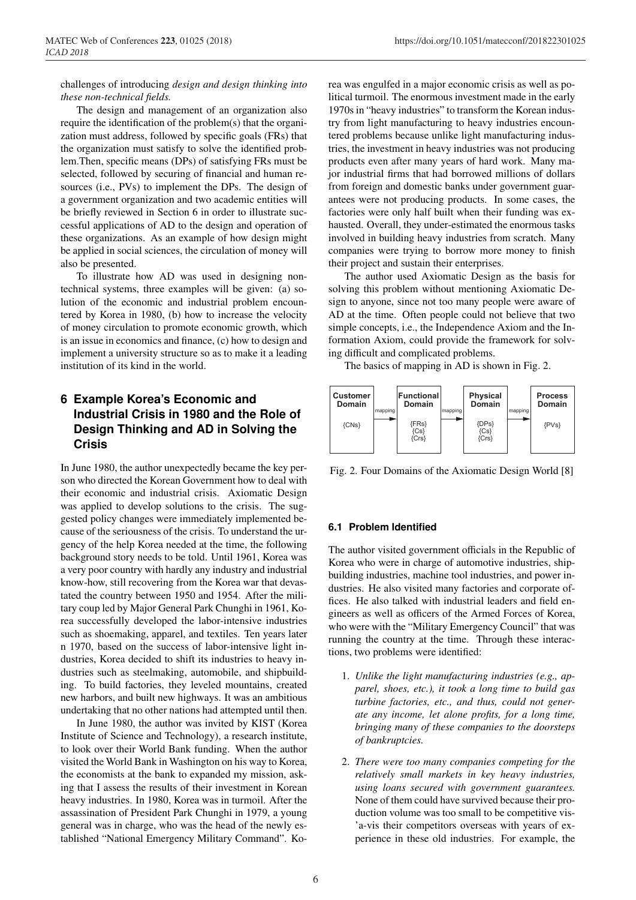challenges of introducing *design and design thinking into these non-technical fields.*

The design and management of an organization also require the identification of the problem(s) that the organization must address, followed by specific goals (FRs) that the organization must satisfy to solve the identified problem.Then, specific means (DPs) of satisfying FRs must be selected, followed by securing of financial and human resources (i.e., PVs) to implement the DPs. The design of a government organization and two academic entities will be briefly reviewed in Section 6 in order to illustrate successful applications of AD to the design and operation of these organizations. As an example of how design might be applied in social sciences, the circulation of money will also be presented.

To illustrate how AD was used in designing non-technical systems, three examples will be given: (a) solution of the economic and industrial problem encountered by Korea in 1980, (b) how to increase the velocity of money circulation to promote economic growth, which is an issue in economics and finance, (c) how to design and implement a university structure so as to make it a leading institution of its kind in the world.

## 6 Example Korea's Economic and Industrial Crisis in 1980 and the Role of Design Thinking and AD in Solving the Crisis

In June 1980, the author unexpectedly became the key person who directed the Korean Government how to deal with their economic and industrial crisis. Axiomatic Design was applied to develop solutions to the crisis. The suggested policy changes were immediately implemented because of the seriousness of the crisis. To understand the urgency of the help Korea needed at the time, the following background story needs to be told. Until 1961, Korea was a very poor country with hardly any industry and industrial know-how, still recovering from the Korea war that devastated the country between 1950 and 1954. After the military coup led by Major General Park Chunghi in 1961, Korea successfully developed the labor-intensive industries such as shoemaking, apparel, and textiles. Ten years later n 1970, based on the success of labor-intensive light industries, Korea decided to shift its industries to heavy industries such as steelmaking, automobile, and shipbuilding. To build factories, they leveled mountains, created new harbors, and built new highways. It was an ambitious undertaking that no other nations had attempted until then.

In June 1980, the author was invited by KIST (Korea Institute of Science and Technology), a research institute, to look over their World Bank funding. When the author visited the World Bank in Washington on his way to Korea, the economists at the bank to expanded my mission, asking that I assess the results of their investment in Korean heavy industries. In 1980, Korea was in turmoil. After the assassination of President Park Chunghi in 1979, a young general was in charge, who was the head of the newly established "National Emergency Military Command". Korea was engulfed in a major economic crisis as well as political turmoil. The enormous investment made in the early 1970s in "heavy industries" to transform the Korean industry from light manufacturing to heavy industries encountered problems because unlike light manufacturing industries, the investment in heavy industries was not producing products even after many years of hard work. Many major industrial firms that had borrowed millions of dollars from foreign and domestic banks under government guarantees were not producing products. In some cases, the factories were only half built when their funding was exhausted. Overall, they under-estimated the enormous tasks involved in building heavy industries from scratch. Many companies were trying to borrow more money to finish their project and sustain their enterprises.

The author used Axiomatic Design as the basis for solving this problem without mentioning Axiomatic Design to anyone, since not too many people were aware of AD at the time. Often people could not believe that two simple concepts, i.e., the Independence Axiom and the Information Axiom, could provide the framework for solving difficult and complicated problems.

The basics of mapping in AD is shown in Fig. 2.

| Customer Domain | | Functional Domain | | Physical Domain | | Process Domain |
|---|---|---|---|---|---|---|
| {CNs} | mapping → | {FRs} {Cs} {Crs} | mapping → | {DPs} {Cs} {Crs} | mapping → | {PVs} |

Fig. 2. Four Domains of the Axiomatic Design World [8]

### 6.1 Problem Identified

The author visited government officials in the Republic of Korea who were in charge of automotive industries, shipbuilding industries, machine tool industries, and power industries. He also visited many factories and corporate offices. He also talked with industrial leaders and field engineers as well as officers of the Armed Forces of Korea, who were with the "Military Emergency Council" that was running the country at the time. Through these interactions, two problems were identified:

1. *Unlike the light manufacturing industries (e.g., apparel, shoes, etc.), it took a long time to build gas turbine factories, etc., and thus, could not generate any income, let alone profits, for a long time, bringing many of these companies to the doorsteps of bankruptcies.*
2. *There were too many companies competing for the relatively small markets in key heavy industries, using loans secured with government guarantees.* None of them could have survived because their production volume was too small to be competitive vis-'a-vis their competitors overseas with years of experience in these old industries. For example, the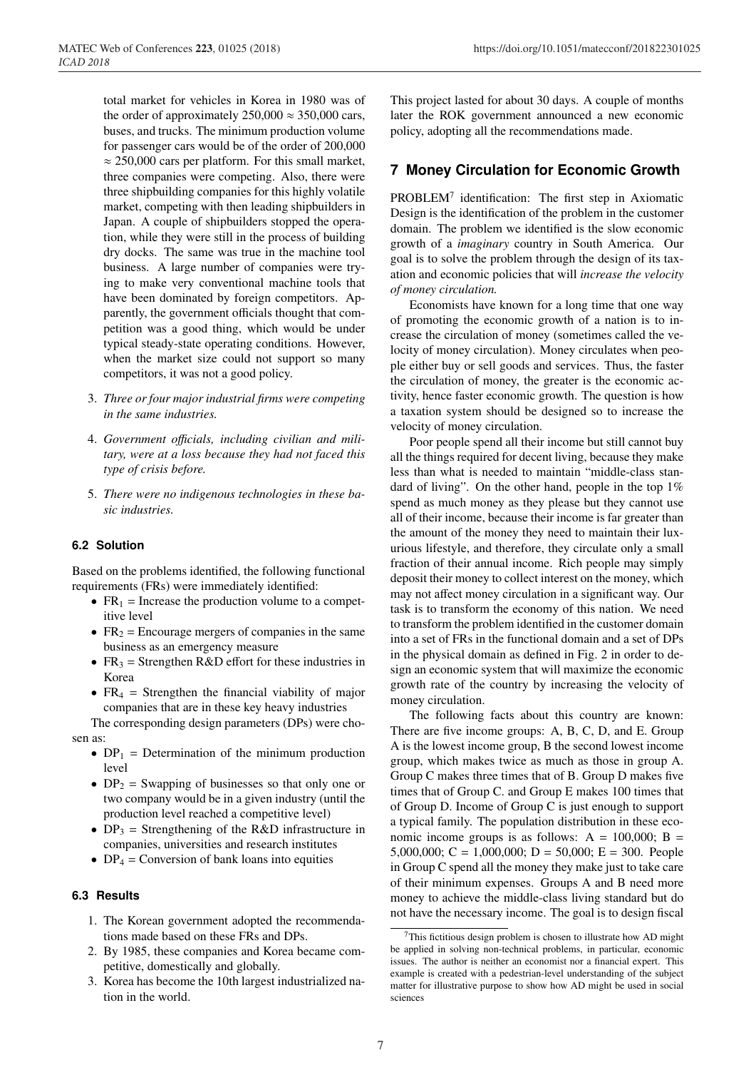total market for vehicles in Korea in 1980 was of the order of approximately 250,000 ≈ 350,000 cars, buses, and trucks. The minimum production volume for passenger cars would be of the order of 200,000 ≈ 250,000 cars per platform. For this small market, three companies were competing. Also, there were three shipbuilding companies for this highly volatile market, competing with then leading shipbuilders in Japan. A couple of shipbuilders stopped the operation, while they were still in the process of building dry docks. The same was true in the machine tool business. A large number of companies were trying to make very conventional machine tools that have been dominated by foreign competitors. Apparently, the government officials thought that competition was a good thing, which would be under typical steady-state operating conditions. However, when the market size could not support so many competitors, it was not a good policy.

3. *Three or four major industrial firms were competing in the same industries.*
4. *Government officials, including civilian and military, were at a loss because they had not faced this type of crisis before.*
5. *There were no indigenous technologies in these basic industries.*

### 6.2 Solution

Based on the problems identified, the following functional requirements (FRs) were immediately identified:

- $FR_1$ = Increase the production volume to a competitive level
- $FR_2$ = Encourage mergers of companies in the same business as an emergency measure
- $FR_3$ = Strengthen R&D effort for these industries in Korea
- $FR_4$ = Strengthen the financial viability of major companies that are in these key heavy industries

The corresponding design parameters (DPs) were chosen as:

- $DP_1$ = Determination of the minimum production level
- $DP_2$ = Swapping of businesses so that only one or two company would be in a given industry (until the production level reached a competitive level)
- $DP_3$ = Strengthening of the R&D infrastructure in companies, universities and research institutes
- $DP_4$ = Conversion of bank loans into equities

### 6.3 Results

1. The Korean government adopted the recommendations made based on these FRs and DPs.
2. By 1985, these companies and Korea became competitive, domestically and globally.
3. Korea has become the 10th largest industrialized nation in the world.

This project lasted for about 30 days. A couple of months later the ROK government announced a new economic policy, adopting all the recommendations made.

## 7 Money Circulation for Economic Growth

PROBLEM[7] identification: The first step in Axiomatic Design is the identification of the problem in the customer domain. The problem we identified is the slow economic growth of a *imaginary* country in South America. Our goal is to solve the problem through the design of its taxation and economic policies that will *increase the velocity of money circulation.*

Economists have known for a long time that one way of promoting the economic growth of a nation is to increase the circulation of money (sometimes called the velocity of money circulation). Money circulates when people either buy or sell goods and services. Thus, the faster the circulation of money, the greater is the economic activity, hence faster economic growth. The question is how a taxation system should be designed so to increase the velocity of money circulation.

Poor people spend all their income but still cannot buy all the things required for decent living, because they make less than what is needed to maintain "middle-class standard of living". On the other hand, people in the top 1% spend as much money as they please but they cannot use all of their income, because their income is far greater than the amount of the money they need to maintain their luxurious lifestyle, and therefore, they circulate only a small fraction of their annual income. Rich people may simply deposit their money to collect interest on the money, which may not affect money circulation in a significant way. Our task is to transform the economy of this nation. We need to transform the problem identified in the customer domain into a set of FRs in the functional domain and a set of DPs in the physical domain as defined in Fig. 2 in order to design an economic system that will maximize the economic growth rate of the country by increasing the velocity of money circulation.

The following facts about this country are known: There are five income groups: A, B, C, D, and E. Group A is the lowest income group, B the second lowest income group, which makes twice as much as those in group A. Group C makes three times that of B. Group D makes five times that of Group C. and Group E makes 100 times that of Group D. Income of Group C is just enough to support a typical family. The population distribution in these economic income groups is as follows: A = 100,000; B = 5,000,000; C = 1,000,000; D = 50,000; E = 300. People in Group C spend all the money they make just to take care of their minimum expenses. Groups A and B need more money to achieve the middle-class living standard but do not have the necessary income. The goal is to design fiscal

[7] This fictitious design problem is chosen to illustrate how AD might be applied in solving non-technical problems, in particular, economic issues. The author is neither an economist nor a financial expert. This example is created with a pedestrian-level understanding of the subject matter for illustrative purpose to show how AD might be used in social sciences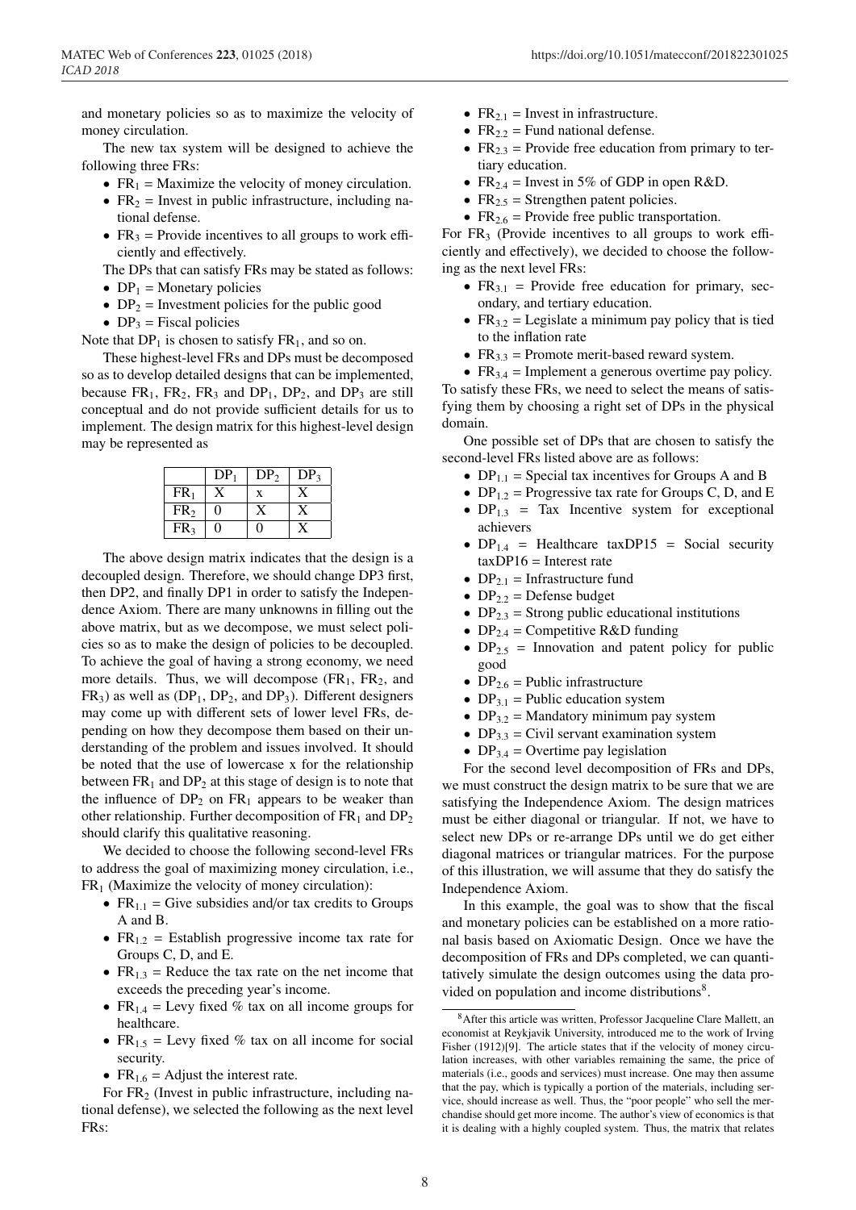and monetary policies so as to maximize the velocity of money circulation.

The new tax system will be designed to achieve the following three FRs:

- $FR_1$ = Maximize the velocity of money circulation.
- $FR_2$ = Invest in public infrastructure, including national defense.
- $FR_3$ = Provide incentives to all groups to work efficiently and effectively.

The DPs that can satisfy FRs may be stated as follows:

- $DP_1$ = Monetary policies
- $DP_2$ = Investment policies for the public good
- $DP_3$ = Fiscal policies

Note that $DP_1$ is chosen to satisfy $FR_1$, and so on.

These highest-level FRs and DPs must be decomposed so as to develop detailed designs that can be implemented, because $FR_1$, $FR_2$, $FR_3$ and $DP_1$, $DP_2$, and $DP_3$ are still conceptual and do not provide sufficient details for us to implement. The design matrix for this highest-level design may be represented as

| | $DP_1$ | $DP_2$ | $DP_3$ |
|---|---|---|---|
| $FR_1$ | X | x | X |
| $FR_2$ | 0 | X | X |
| $FR_3$ | 0 | 0 | X |

The above design matrix indicates that the design is a decoupled design. Therefore, we should change DP3 first, then DP2, and finally DP1 in order to satisfy the Independence Axiom. There are many unknowns in filling out the above matrix, but as we decompose, we must select policies so as to make the design of policies to be decoupled. To achieve the goal of having a strong economy, we need more details. Thus, we will decompose ($FR_1$, $FR_2$, and $FR_3$) as well as ($DP_1$, $DP_2$, and $DP_3$). Different designers may come up with different sets of lower level FRs, depending on how they decompose them based on their understanding of the problem and issues involved. It should be noted that the use of lowercase x for the relationship between $FR_1$ and $DP_2$ at this stage of design is to note that the influence of $DP_2$ on $FR_1$ appears to be weaker than other relationship. Further decomposition of $FR_1$ and $DP_2$ should clarify this qualitative reasoning.

We decided to choose the following second-level FRs to address the goal of maximizing money circulation, i.e., $FR_1$ (Maximize the velocity of money circulation):

- $FR_{1.1}$ = Give subsidies and/or tax credits to Groups A and B.
- $FR_{1.2}$ = Establish progressive income tax rate for Groups C, D, and E.
- $FR_{1.3}$ = Reduce the tax rate on the net income that exceeds the preceding year's income.
- $FR_{1.4}$ = Levy fixed % tax on all income groups for healthcare.
- $FR_{1.5}$ = Levy fixed % tax on all income for social security.
- $FR_{1.6}$ = Adjust the interest rate.

For $FR_2$ (Invest in public infrastructure, including national defense), we selected the following as the next level FRs:

- $FR_{2.1}$ = Invest in infrastructure.
- $FR_{2.2}$ = Fund national defense.
- $FR_{2.3}$ = Provide free education from primary to tertiary education.
- $FR_{2.4}$ = Invest in 5% of GDP in open R&D.
- $FR_{2.5}$ = Strengthen patent policies.
- $FR_{2.6}$ = Provide free public transportation.

For $FR_3$ (Provide incentives to all groups to work efficiently and effectively), we decided to choose the following as the next level FRs:

- $FR_{3.1}$ = Provide free education for primary, secondary, and tertiary education.
- $FR_{3.2}$ = Legislate a minimum pay policy that is tied to the inflation rate
- $FR_{3.3}$ = Promote merit-based reward system.
- $FR_{3.4}$ = Implement a generous overtime pay policy.

To satisfy these FRs, we need to select the means of satisfying them by choosing a right set of DPs in the physical domain.

One possible set of DPs that are chosen to satisfy the second-level FRs listed above are as follows:

- $DP_{1.1}$ = Special tax incentives for Groups A and B
- $DP_{1.2}$ = Progressive tax rate for Groups C, D, and E
- $DP_{1.3}$ = Tax Incentive system for exceptional achievers
- $DP_{1.4}$ = Healthcare taxDP15 = Social security taxDP16 = Interest rate
- $DP_{2.1}$ = Infrastructure fund
- $DP_{2.2}$ = Defense budget
- $DP_{2.3}$ = Strong public educational institutions
- $DP_{2.4}$ = Competitive R&D funding
- $DP_{2.5}$ = Innovation and patent policy for public good
- $DP_{2.6}$ = Public infrastructure
- $DP_{3.1}$ = Public education system
- $DP_{3.2}$ = Mandatory minimum pay system
- $DP_{3.3}$ = Civil servant examination system
- $DP_{3.4}$ = Overtime pay legislation

For the second level decomposition of FRs and DPs, we must construct the design matrix to be sure that we are satisfying the Independence Axiom. The design matrices must be either diagonal or triangular. If not, we have to select new DPs or re-arrange DPs until we do get either diagonal matrices or triangular matrices. For the purpose of this illustration, we will assume that they do satisfy the Independence Axiom.

In this example, the goal was to show that the fiscal and monetary policies can be established on a more rational basis based on Axiomatic Design. Once we have the decomposition of FRs and DPs completed, we can quantitatively simulate the design outcomes using the data provided on population and income distributions[8].

[8] After this article was written, Professor Jacqueline Clare Mallett, an economist at Reykjavik University, introduced me to the work of Irving Fisher (1912)[9]. The article states that if the velocity of money circulation increases, with other variables remaining the same, the price of materials (i.e., goods and services) must increase. One may then assume that the pay, which is typically a portion of the materials, including service, should increase as well. Thus, the "poor people" who sell the merchandise should get more income. The author's view of economics is that it is dealing with a highly coupled system. Thus, the matrix that relates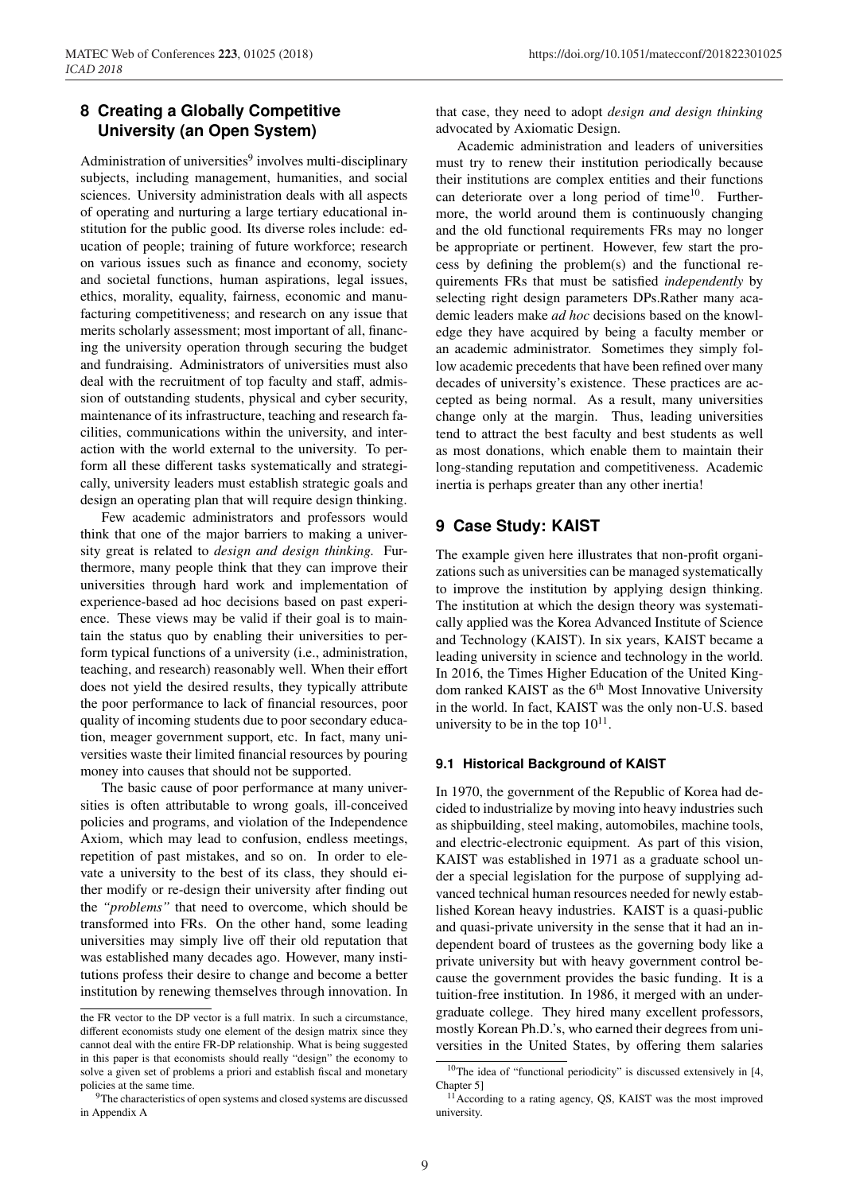## 8 Creating a Globally Competitive University (an Open System)

Administration of universities[9] involves multi-disciplinary subjects, including management, humanities, and social sciences. University administration deals with all aspects of operating and nurturing a large tertiary educational institution for the public good. Its diverse roles include: education of people; training of future workforce; research on various issues such as finance and economy, society and societal functions, human aspirations, legal issues, ethics, morality, equality, fairness, economic and manufacturing competitiveness; and research on any issue that merits scholarly assessment; most important of all, financing the university operation through securing the budget and fundraising. Administrators of universities must also deal with the recruitment of top faculty and staff, admission of outstanding students, physical and cyber security, maintenance of its infrastructure, teaching and research facilities, communications within the university, and interaction with the world external to the university. To perform all these different tasks systematically and strategically, university leaders must establish strategic goals and design an operating plan that will require design thinking.

Few academic administrators and professors would think that one of the major barriers to making a university great is related to *design and design thinking.* Furthermore, many people think that they can improve their universities through hard work and implementation of experience-based ad hoc decisions based on past experience. These views may be valid if their goal is to maintain the status quo by enabling their universities to perform typical functions of a university (i.e., administration, teaching, and research) reasonably well. When their effort does not yield the desired results, they typically attribute the poor performance to lack of financial resources, poor quality of incoming students due to poor secondary education, meager government support, etc. In fact, many universities waste their limited financial resources by pouring money into causes that should not be supported.

The basic cause of poor performance at many universities is often attributable to wrong goals, ill-conceived policies and programs, and violation of the Independence Axiom, which may lead to confusion, endless meetings, repetition of past mistakes, and so on. In order to elevate a university to the best of its class, they should either modify or re-design their university after finding out the *"problems"* that need to overcome, which should be transformed into FRs. On the other hand, some leading universities may simply live off their old reputation that was established many decades ago. However, many institutions profess their desire to change and become a better institution by renewing themselves through innovation. In that case, they need to adopt *design and design thinking* advocated by Axiomatic Design.

Academic administration and leaders of universities must try to renew their institution periodically because their institutions are complex entities and their functions can deteriorate over a long period of time[10]. Furthermore, the world around them is continuously changing and the old functional requirements FRs may no longer be appropriate or pertinent. However, few start the process by defining the problem(s) and the functional requirements FRs that must be satisfied *independently* by selecting right design parameters DPs.Rather many academic leaders make *ad hoc* decisions based on the knowledge they have acquired by being a faculty member or an academic administrator. Sometimes they simply follow academic precedents that have been refined over many decades of university's existence. These practices are accepted as being normal. As a result, many universities change only at the margin. Thus, leading universities tend to attract the best faculty and best students as well as most donations, which enable them to maintain their long-standing reputation and competitiveness. Academic inertia is perhaps greater than any other inertia!

## 9 Case Study: KAIST

The example given here illustrates that non-profit organizations such as universities can be managed systematically to improve the institution by applying design thinking. The institution at which the design theory was systematically applied was the Korea Advanced Institute of Science and Technology (KAIST). In six years, KAIST became a leading university in science and technology in the world. In 2016, the Times Higher Education of the United Kingdom ranked KAIST as the 6th Most Innovative University in the world. In fact, KAIST was the only non-U.S. based university to be in the top 10[11].

### 9.1 Historical Background of KAIST

In 1970, the government of the Republic of Korea had decided to industrialize by moving into heavy industries such as shipbuilding, steel making, automobiles, machine tools, and electric-electronic equipment. As part of this vision, KAIST was established in 1971 as a graduate school under a special legislation for the purpose of supplying advanced technical human resources needed for newly established Korean heavy industries. KAIST is a quasi-public and quasi-private university in the sense that it had an independent board of trustees as the governing body like a private university but with heavy government control because the government provides the basic funding. It is a tuition-free institution. In 1986, it merged with an undergraduate college. They hired many excellent professors, mostly Korean Ph.D.'s, who earned their degrees from universities in the United States, by offering them salaries

---

the FR vector to the DP vector is a full matrix. In such a circumstance, different economists study one element of the design matrix since they cannot deal with the entire FR-DP relationship. What is being suggested in this paper is that economists should really "design" the economy to solve a given set of problems a priori and establish fiscal and monetary policies at the same time.

[9] The characteristics of open systems and closed systems are discussed in Appendix A

[10] The idea of "functional periodicity" is discussed extensively in [4, Chapter 5]

[11] According to a rating agency, QS, KAIST was the most improved university.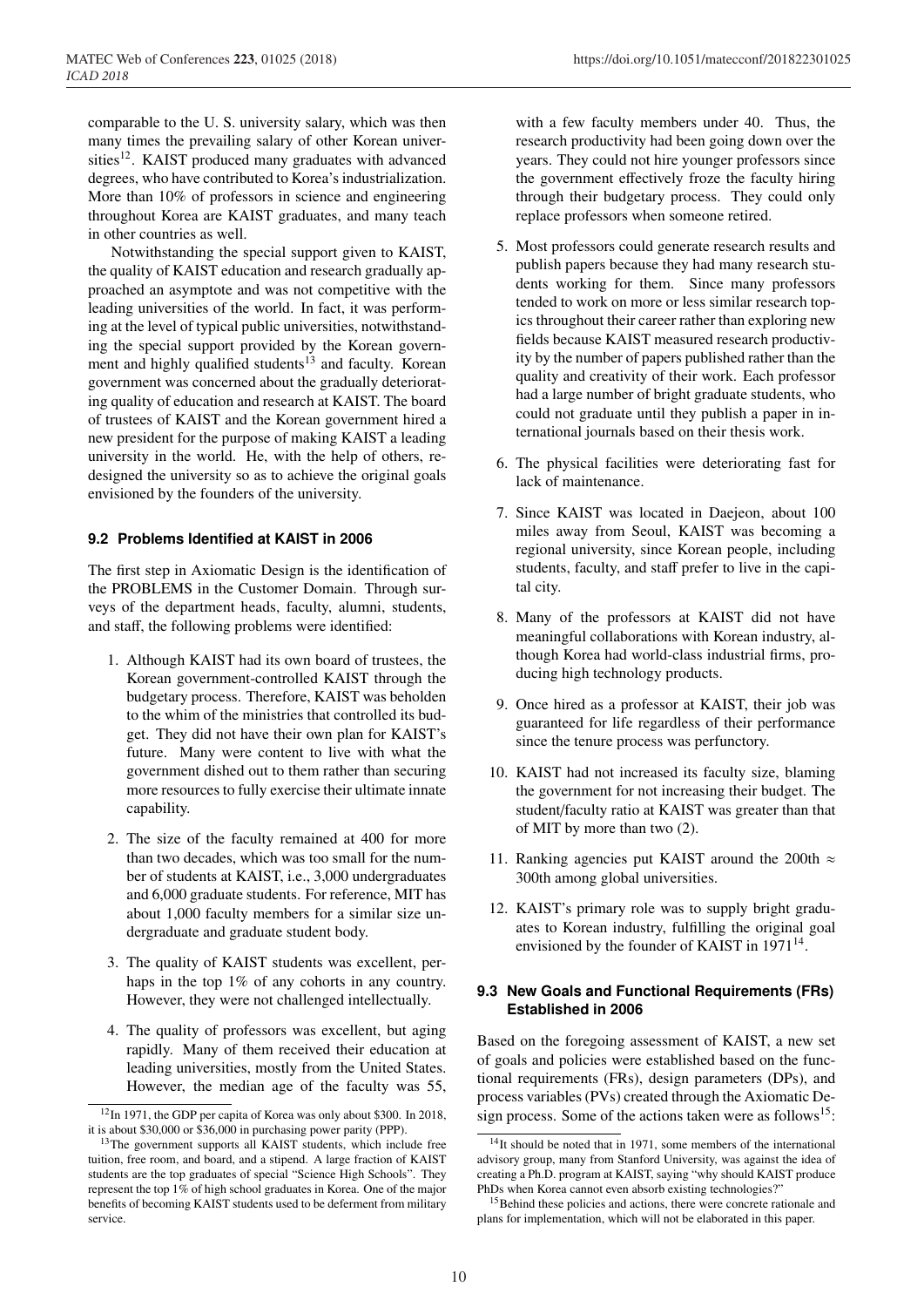comparable to the U. S. university salary, which was then many times the prevailing salary of other Korean universities[12]. KAIST produced many graduates with advanced degrees, who have contributed to Korea's industrialization. More than 10% of professors in science and engineering throughout Korea are KAIST graduates, and many teach in other countries as well.

Notwithstanding the special support given to KAIST, the quality of KAIST education and research gradually approached an asymptote and was not competitive with the leading universities of the world. In fact, it was performing at the level of typical public universities, notwithstanding the special support provided by the Korean government and highly qualified students[13] and faculty. Korean government was concerned about the gradually deteriorating quality of education and research at KAIST. The board of trustees of KAIST and the Korean government hired a new president for the purpose of making KAIST a leading university in the world. He, with the help of others, redesigned the university so as to achieve the original goals envisioned by the founders of the university.

### 9.2 Problems Identified at KAIST in 2006

The first step in Axiomatic Design is the identification of the PROBLEMS in the Customer Domain. Through surveys of the department heads, faculty, alumni, students, and staff, the following problems were identified:

1. Although KAIST had its own board of trustees, the Korean government-controlled KAIST through the budgetary process. Therefore, KAIST was beholden to the whim of the ministries that controlled its budget. They did not have their own plan for KAIST's future. Many were content to live with what the government dished out to them rather than securing more resources to fully exercise their ultimate innate capability.

2. The size of the faculty remained at 400 for more than two decades, which was too small for the number of students at KAIST, i.e., 3,000 undergraduates and 6,000 graduate students. For reference, MIT has about 1,000 faculty members for a similar size undergraduate and graduate student body.

3. The quality of KAIST students was excellent, perhaps in the top 1% of any cohorts in any country. However, they were not challenged intellectually.

4. The quality of professors was excellent, but aging rapidly. Many of them received their education at leading universities, mostly from the United States. However, the median age of the faculty was 55, with a few faculty members under 40. Thus, the research productivity had been going down over the years. They could not hire younger professors since the government effectively froze the faculty hiring through their budgetary process. They could only replace professors when someone retired.

5. Most professors could generate research results and publish papers because they had many research students working for them. Since many professors tended to work on more or less similar research topics throughout their career rather than exploring new fields because KAIST measured research productivity by the number of papers published rather than the quality and creativity of their work. Each professor had a large number of bright graduate students, who could not graduate until they publish a paper in international journals based on their thesis work.

6. The physical facilities were deteriorating fast for lack of maintenance.

7. Since KAIST was located in Daejeon, about 100 miles away from Seoul, KAIST was becoming a regional university, since Korean people, including students, faculty, and staff prefer to live in the capital city.

8. Many of the professors at KAIST did not have meaningful collaborations with Korean industry, although Korea had world-class industrial firms, producing high technology products.

9. Once hired as a professor at KAIST, their job was guaranteed for life regardless of their performance since the tenure process was perfunctory.

10. KAIST had not increased its faculty size, blaming the government for not increasing their budget. The student/faculty ratio at KAIST was greater than that of MIT by more than two (2).

11. Ranking agencies put KAIST around the 200th $\approx$ 300th among global universities.

12. KAIST's primary role was to supply bright graduates to Korean industry, fulfilling the original goal envisioned by the founder of KAIST in 1971[14].

### 9.3 New Goals and Functional Requirements (FRs) Established in 2006

Based on the foregoing assessment of KAIST, a new set of goals and policies were established based on the functional requirements (FRs), design parameters (DPs), and process variables (PVs) created through the Axiomatic Design process. Some of the actions taken were as follows[15]:

---

[12] In 1971, the GDP per capita of Korea was only about \$300. In 2018, it is about \$30,000 or \$36,000 in purchasing power parity (PPP).

[13] The government supports all KAIST students, which include free tuition, free room, and board, and a stipend. A large fraction of KAIST students are the top graduates of special "Science High Schools". They represent the top 1% of high school graduates in Korea. One of the major benefits of becoming KAIST students used to be deferment from military service.

[14] It should be noted that in 1971, some members of the international advisory group, many from Stanford University, was against the idea of creating a Ph.D. program at KAIST, saying "why should KAIST produce PhDs when Korea cannot even absorb existing technologies?"

[15] Behind these policies and actions, there were concrete rationale and plans for implementation, which will not be elaborated in this paper.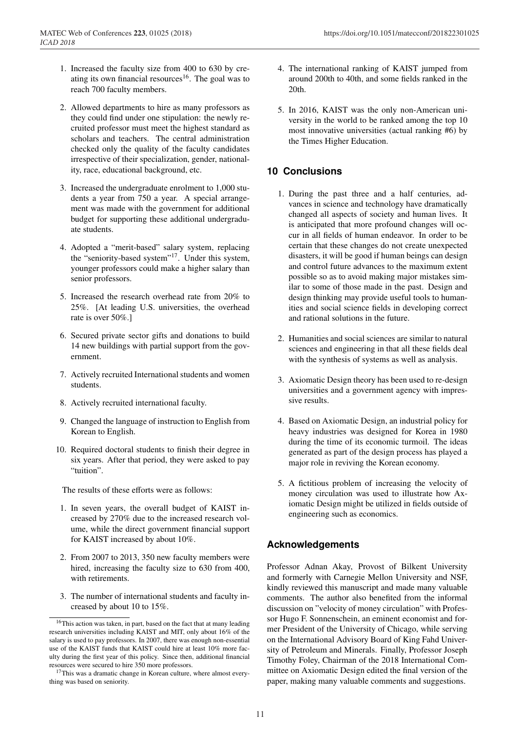1. Increased the faculty size from 400 to 630 by creating its own financial resources[16]. The goal was to reach 700 faculty members.
2. Allowed departments to hire as many professors as they could find under one stipulation: the newly recruited professor must meet the highest standard as scholars and teachers. The central administration checked only the quality of the faculty candidates irrespective of their specialization, gender, nationality, race, educational background, etc.
3. Increased the undergraduate enrolment to 1,000 students a year from 750 a year. A special arrangement was made with the government for additional budget for supporting these additional undergraduate students.
4. Adopted a "merit-based" salary system, replacing the "seniority-based system"[17]. Under this system, younger professors could make a higher salary than senior professors.
5. Increased the research overhead rate from 20% to 25%. [At leading U.S. universities, the overhead rate is over 50%.]
6. Secured private sector gifts and donations to build 14 new buildings with partial support from the government.
7. Actively recruited International students and women students.
8. Actively recruited international faculty.
9. Changed the language of instruction to English from Korean to English.
10. Required doctoral students to finish their degree in six years. After that period, they were asked to pay "tuition".

The results of these efforts were as follows:

1. In seven years, the overall budget of KAIST increased by 270% due to the increased research volume, while the direct government financial support for KAIST increased by about 10%.
2. From 2007 to 2013, 350 new faculty members were hired, increasing the faculty size to 630 from 400, with retirements.
3. The number of international students and faculty increased by about 10 to 15%.
4. The international ranking of KAIST jumped from around 200th to 40th, and some fields ranked in the 20th.
5. In 2016, KAIST was the only non-American university in the world to be ranked among the top 10 most innovative universities (actual ranking #6) by the Times Higher Education.

## 10 Conclusions

1. During the past three and a half centuries, advances in science and technology have dramatically changed all aspects of society and human lives. It is anticipated that more profound changes will occur in all fields of human endeavor. In order to be certain that these changes do not create unexpected disasters, it will be good if human beings can design and control future advances to the maximum extent possible so as to avoid making major mistakes similar to some of those made in the past. Design and design thinking may provide useful tools to humanities and social science fields in developing correct and rational solutions in the future.
2. Humanities and social sciences are similar to natural sciences and engineering in that all these fields deal with the synthesis of systems as well as analysis.
3. Axiomatic Design theory has been used to re-design universities and a government agency with impressive results.
4. Based on Axiomatic Design, an industrial policy for heavy industries was designed for Korea in 1980 during the time of its economic turmoil. The ideas generated as part of the design process has played a major role in reviving the Korean economy.
5. A fictitious problem of increasing the velocity of money circulation was used to illustrate how Axiomatic Design might be utilized in fields outside of engineering such as economics.

## Acknowledgements

Professor Adnan Akay, Provost of Bilkent University and formerly with Carnegie Mellon University and NSF, kindly reviewed this manuscript and made many valuable comments. The author also benefited from the informal discussion on "velocity of money circulation" with Professor Hugo F. Sonnenschein, an eminent economist and former President of the University of Chicago, while serving on the International Advisory Board of King Fahd University of Petroleum and Minerals. Finally, Professor Joseph Timothy Foley, Chairman of the 2018 International Committee on Axiomatic Design edited the final version of the paper, making many valuable comments and suggestions.

---

[16] This action was taken, in part, based on the fact that at many leading research universities including KAIST and MIT, only about 16% of the salary is used to pay professors. In 2007, there was enough non-essential use of the KAIST funds that KAIST could hire at least 10% more faculty during the first year of this policy. Since then, additional financial resources were secured to hire 350 more professors.

[17] This was a dramatic change in Korean culture, where almost everything was based on seniority.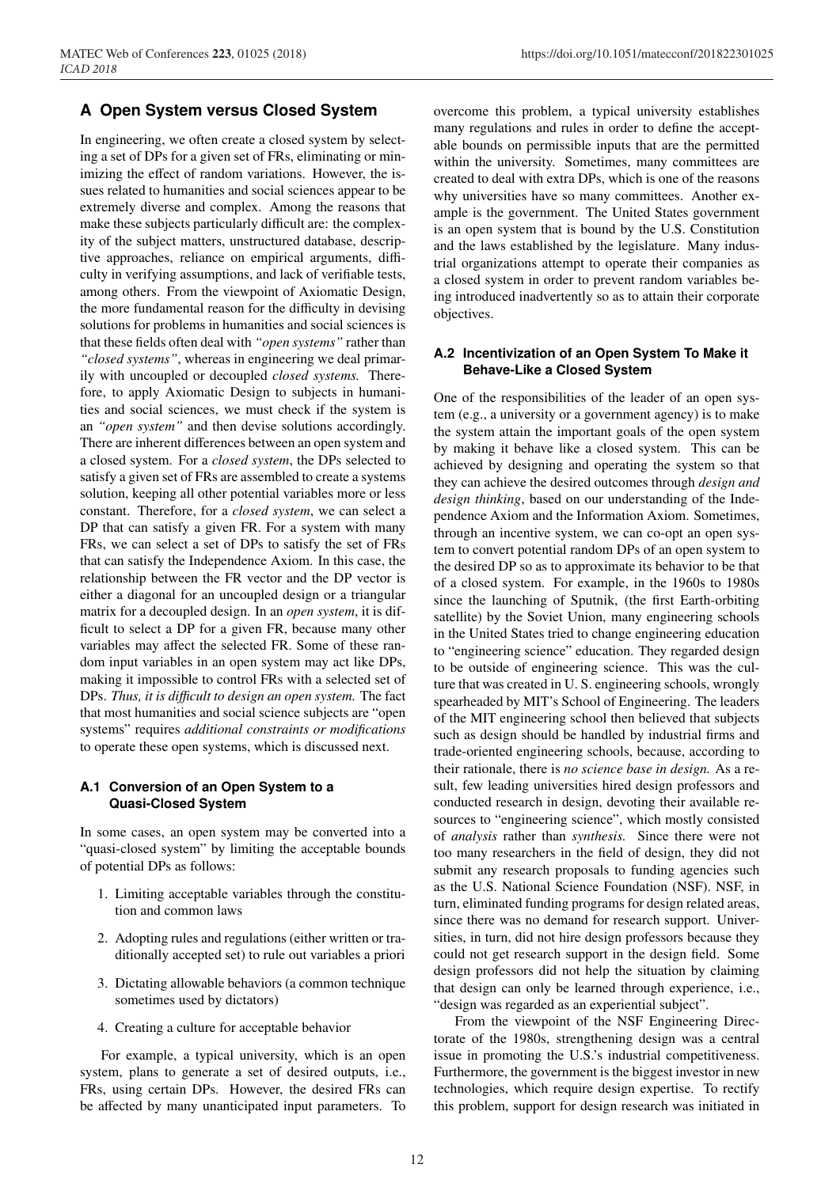## A Open System versus Closed System

In engineering, we often create a closed system by selecting a set of DPs for a given set of FRs, eliminating or minimizing the effect of random variations. However, the issues related to humanities and social sciences appear to be extremely diverse and complex. Among the reasons that make these subjects particularly difficult are: the complexity of the subject matters, unstructured database, descriptive approaches, reliance on empirical arguments, difficulty in verifying assumptions, and lack of verifiable tests, among others. From the viewpoint of Axiomatic Design, the more fundamental reason for the difficulty in devising solutions for problems in humanities and social sciences is that these fields often deal with *"open systems"* rather than *"closed systems"*, whereas in engineering we deal primarily with uncoupled or decoupled *closed systems.* Therefore, to apply Axiomatic Design to subjects in humanities and social sciences, we must check if the system is an *"open system"* and then devise solutions accordingly. There are inherent differences between an open system and a closed system. For a *closed system*, the DPs selected to satisfy a given set of FRs are assembled to create a systems solution, keeping all other potential variables more or less constant. Therefore, for a *closed system*, we can select a DP that can satisfy a given FR. For a system with many FRs, we can select a set of DPs to satisfy the set of FRs that can satisfy the Independence Axiom. In this case, the relationship between the FR vector and the DP vector is either a diagonal for an uncoupled design or a triangular matrix for a decoupled design. In an *open system*, it is difficult to select a DP for a given FR, because many other variables may affect the selected FR. Some of these random input variables in an open system may act like DPs, making it impossible to control FRs with a selected set of DPs. *Thus, it is difficult to design an open system.* The fact that most humanities and social science subjects are "open systems" requires *additional constraints or modifications* to operate these open systems, which is discussed next.

### A.1 Conversion of an Open System to a Quasi-Closed System

In some cases, an open system may be converted into a "quasi-closed system" by limiting the acceptable bounds of potential DPs as follows:

1. Limiting acceptable variables through the constitution and common laws
2. Adopting rules and regulations (either written or traditionally accepted set) to rule out variables a priori
3. Dictating allowable behaviors (a common technique sometimes used by dictators)
4. Creating a culture for acceptable behavior

For example, a typical university, which is an open system, plans to generate a set of desired outputs, i.e., FRs, using certain DPs. However, the desired FRs can be affected by many unanticipated input parameters. To overcome this problem, a typical university establishes many regulations and rules in order to define the acceptable bounds on permissible inputs that are the permitted within the university. Sometimes, many committees are created to deal with extra DPs, which is one of the reasons why universities have so many committees. Another example is the government. The United States government is an open system that is bound by the U.S. Constitution and the laws established by the legislature. Many industrial organizations attempt to operate their companies as a closed system in order to prevent random variables being introduced inadvertently so as to attain their corporate objectives.

### A.2 Incentivization of an Open System To Make it Behave-Like a Closed System

One of the responsibilities of the leader of an open system (e.g., a university or a government agency) is to make the system attain the important goals of the open system by making it behave like a closed system. This can be achieved by designing and operating the system so that they can achieve the desired outcomes through *design and design thinking*, based on our understanding of the Independence Axiom and the Information Axiom. Sometimes, through an incentive system, we can co-opt an open system to convert potential random DPs of an open system to the desired DP so as to approximate its behavior to be that of a closed system. For example, in the 1960s to 1980s since the launching of Sputnik, (the first Earth-orbiting satellite) by the Soviet Union, many engineering schools in the United States tried to change engineering education to "engineering science" education. They regarded design to be outside of engineering science. This was the culture that was created in U. S. engineering schools, wrongly spearheaded by MIT's School of Engineering. The leaders of the MIT engineering school then believed that subjects such as design should be handled by industrial firms and trade-oriented engineering schools, because, according to their rationale, there is *no science base in design.* As a result, few leading universities hired design professors and conducted research in design, devoting their available resources to "engineering science", which mostly consisted of *analysis* rather than *synthesis.* Since there were not too many researchers in the field of design, they did not submit any research proposals to funding agencies such as the U.S. National Science Foundation (NSF). NSF, in turn, eliminated funding programs for design related areas, since there was no demand for research support. Universities, in turn, did not hire design professors because they could not get research support in the design field. Some design professors did not help the situation by claiming that design can only be learned through experience, i.e., "design was regarded as an experiential subject".

From the viewpoint of the NSF Engineering Directorate of the 1980s, strengthening design was a central issue in promoting the U.S.'s industrial competitiveness. Furthermore, the government is the biggest investor in new technologies, which require design expertise. To rectify this problem, support for design research was initiated in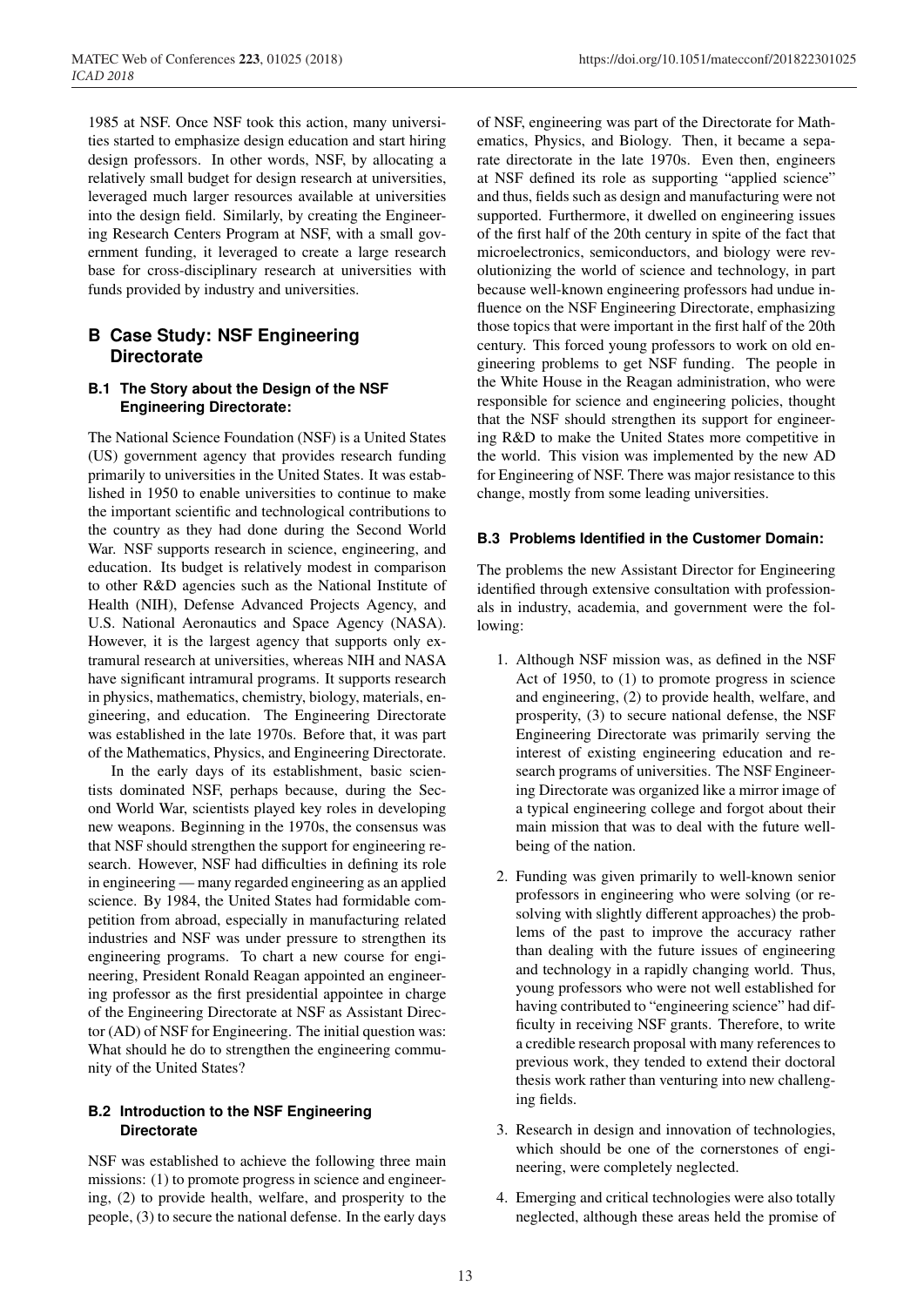1985 at NSF. Once NSF took this action, many universities started to emphasize design education and start hiring design professors. In other words, NSF, by allocating a relatively small budget for design research at universities, leveraged much larger resources available at universities into the design field. Similarly, by creating the Engineering Research Centers Program at NSF, with a small government funding, it leveraged to create a large research base for cross-disciplinary research at universities with funds provided by industry and universities.

## B Case Study: NSF Engineering Directorate

### B.1 The Story about the Design of the NSF Engineering Directorate:

The National Science Foundation (NSF) is a United States (US) government agency that provides research funding primarily to universities in the United States. It was established in 1950 to enable universities to continue to make the important scientific and technological contributions to the country as they had done during the Second World War. NSF supports research in science, engineering, and education. Its budget is relatively modest in comparison to other R&D agencies such as the National Institute of Health (NIH), Defense Advanced Projects Agency, and U.S. National Aeronautics and Space Agency (NASA). However, it is the largest agency that supports only extramural research at universities, whereas NIH and NASA have significant intramural programs. It supports research in physics, mathematics, chemistry, biology, materials, engineering, and education. The Engineering Directorate was established in the late 1970s. Before that, it was part of the Mathematics, Physics, and Engineering Directorate.

In the early days of its establishment, basic scientists dominated NSF, perhaps because, during the Second World War, scientists played key roles in developing new weapons. Beginning in the 1970s, the consensus was that NSF should strengthen the support for engineering research. However, NSF had difficulties in defining its role in engineering — many regarded engineering as an applied science. By 1984, the United States had formidable competition from abroad, especially in manufacturing related industries and NSF was under pressure to strengthen its engineering programs. To chart a new course for engineering, President Ronald Reagan appointed an engineering professor as the first presidential appointee in charge of the Engineering Directorate at NSF as Assistant Director (AD) of NSF for Engineering. The initial question was: What should he do to strengthen the engineering community of the United States?

### B.2 Introduction to the NSF Engineering Directorate

NSF was established to achieve the following three main missions: (1) to promote progress in science and engineering, (2) to provide health, welfare, and prosperity to the people, (3) to secure the national defense. In the early days of NSF, engineering was part of the Directorate for Mathematics, Physics, and Biology. Then, it became a separate directorate in the late 1970s. Even then, engineers at NSF defined its role as supporting "applied science" and thus, fields such as design and manufacturing were not supported. Furthermore, it dwelled on engineering issues of the first half of the 20th century in spite of the fact that microelectronics, semiconductors, and biology were revolutionizing the world of science and technology, in part because well-known engineering professors had undue influence on the NSF Engineering Directorate, emphasizing those topics that were important in the first half of the 20th century. This forced young professors to work on old engineering problems to get NSF funding. The people in the White House in the Reagan administration, who were responsible for science and engineering policies, thought that the NSF should strengthen its support for engineering R&D to make the United States more competitive in the world. This vision was implemented by the new AD for Engineering of NSF. There was major resistance to this change, mostly from some leading universities.

### B.3 Problems Identified in the Customer Domain:

The problems the new Assistant Director for Engineering identified through extensive consultation with professionals in industry, academia, and government were the following:

1. Although NSF mission was, as defined in the NSF Act of 1950, to (1) to promote progress in science and engineering, (2) to provide health, welfare, and prosperity, (3) to secure national defense, the NSF Engineering Directorate was primarily serving the interest of existing engineering education and research programs of universities. The NSF Engineering Directorate was organized like a mirror image of a typical engineering college and forgot about their main mission that was to deal with the future well-being of the nation.

2. Funding was given primarily to well-known senior professors in engineering who were solving (or resolving with slightly different approaches) the problems of the past to improve the accuracy rather than dealing with the future issues of engineering and technology in a rapidly changing world. Thus, young professors who were not well established for having contributed to "engineering science" had difficulty in receiving NSF grants. Therefore, to write a credible research proposal with many references to previous work, they tended to extend their doctoral thesis work rather than venturing into new challenging fields.

3. Research in design and innovation of technologies, which should be one of the cornerstones of engineering, were completely neglected.

4. Emerging and critical technologies were also totally neglected, although these areas held the promise of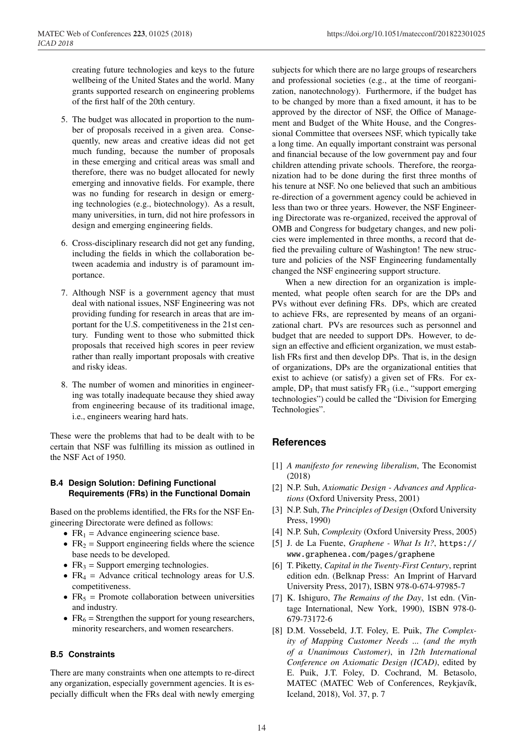creating future technologies and keys to the future wellbeing of the United States and the world. Many grants supported research on engineering problems of the first half of the 20th century.

5. The budget was allocated in proportion to the number of proposals received in a given area. Consequently, new areas and creative ideas did not get much funding, because the number of proposals in these emerging and critical areas was small and therefore, there was no budget allocated for newly emerging and innovative fields. For example, there was no funding for research in design or emerging technologies (e.g., biotechnology). As a result, many universities, in turn, did not hire professors in design and emerging engineering fields.

6. Cross-disciplinary research did not get any funding, including the fields in which the collaboration between academia and industry is of paramount importance.

7. Although NSF is a government agency that must deal with national issues, NSF Engineering was not providing funding for research in areas that are important for the U.S. competitiveness in the 21st century. Funding went to those who submitted thick proposals that received high scores in peer review rather than really important proposals with creative and risky ideas.

8. The number of women and minorities in engineering was totally inadequate because they shied away from engineering because of its traditional image, i.e., engineers wearing hard hats.

These were the problems that had to be dealt with to be certain that NSF was fulfilling its mission as outlined in the NSF Act of 1950.

### B.4 Design Solution: Defining Functional Requirements (FRs) in the Functional Domain

Based on the problems identified, the FRs for the NSF Engineering Directorate were defined as follows:

- $FR_1$ = Advance engineering science base.
- $FR_2$ = Support engineering fields where the science base needs to be developed.
- $FR_3$ = Support emerging technologies.
- $FR_4$ = Advance critical technology areas for U.S. competitiveness.
- $FR_5$ = Promote collaboration between universities and industry.
- $FR_6$ = Strengthen the support for young researchers, minority researchers, and women researchers.

### B.5 Constraints

There are many constraints when one attempts to re-direct any organization, especially government agencies. It is especially difficult when the FRs deal with newly emerging subjects for which there are no large groups of researchers and professional societies (e.g., at the time of reorganization, nanotechnology). Furthermore, if the budget has to be changed by more than a fixed amount, it has to be approved by the director of NSF, the Office of Management and Budget of the White House, and the Congressional Committee that oversees NSF, which typically take a long time. An equally important constraint was personal and financial because of the low government pay and four children attending private schools. Therefore, the reorganization had to be done during the first three months of his tenure at NSF. No one believed that such an ambitious re-direction of a government agency could be achieved in less than two or three years. However, the NSF Engineering Directorate was re-organized, received the approval of OMB and Congress for budgetary changes, and new policies were implemented in three months, a record that defied the prevailing culture of Washington! The new structure and policies of the NSF Engineering fundamentally changed the NSF engineering support structure.

When a new direction for an organization is implemented, what people often search for are the DPs and PVs without ever defining FRs. DPs, which are created to achieve FRs, are represented by means of an organizational chart. PVs are resources such as personnel and budget that are needed to support DPs. However, to design an effective and efficient organization, we must establish FRs first and then develop DPs. That is, in the design of organizations, DPs are the organizational entities that exist to achieve (or satisfy) a given set of FRs. For example, $DP_3$ that must satisfy $FR_3$ (i.e., "support emerging technologies") could be called the "Division for Emerging Technologies".

## References

[1] *A manifesto for renewing liberalism*, The Economist (2018)

[2] N.P. Suh, *Axiomatic Design - Advances and Applications* (Oxford University Press, 2001)

[3] N.P. Suh, *The Principles of Design* (Oxford University Press, 1990)

[4] N.P. Suh, *Complexity* (Oxford University Press, 2005)

[5] J. de La Fuente, *Graphene - What Is It?*, https://www.graphenea.com/pages/graphene

[6] T. Piketty, *Capital in the Twenty-First Century*, reprint edition edn. (Belknap Press: An Imprint of Harvard University Press, 2017), ISBN 978-0-674-97985-7

[7] K. Ishiguro, *The Remains of the Day*, 1st edn. (Vintage International, New York, 1990), ISBN 978-0-679-73172-6

[8] D.M. Vossebeld, J.T. Foley, E. Puik, *The Complexity of Mapping Customer Needs ... (and the myth of a Unanimous Customer)*, in *12th International Conference on Axiomatic Design (ICAD)*, edited by E. Puik, J.T. Foley, D. Cochrand, M. Betasolo, MATEC (MATEC Web of Conferences, Reykjavík, Iceland, 2018), Vol. 37, p. 7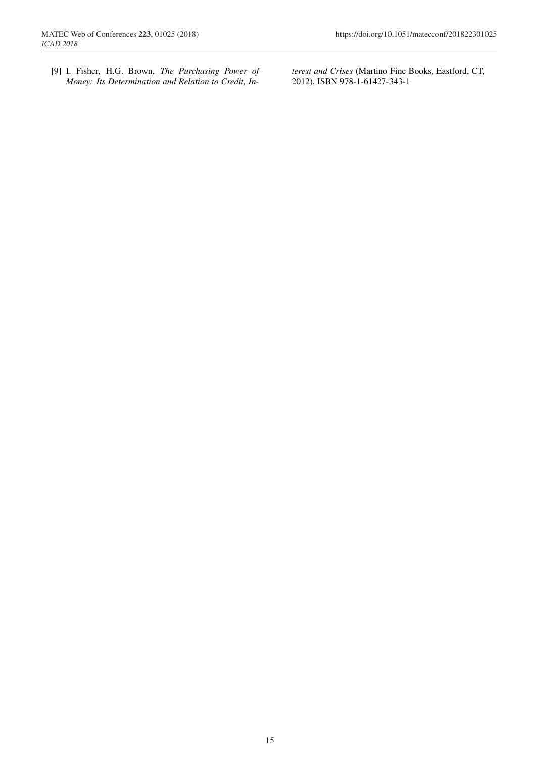[9] I. Fisher, H.G. Brown, *The Purchasing Power of Money: Its Determination and Relation to Credit, Interest and Crises* (Martino Fine Books, Eastford, CT, 2012), ISBN 978-1-61427-343-1